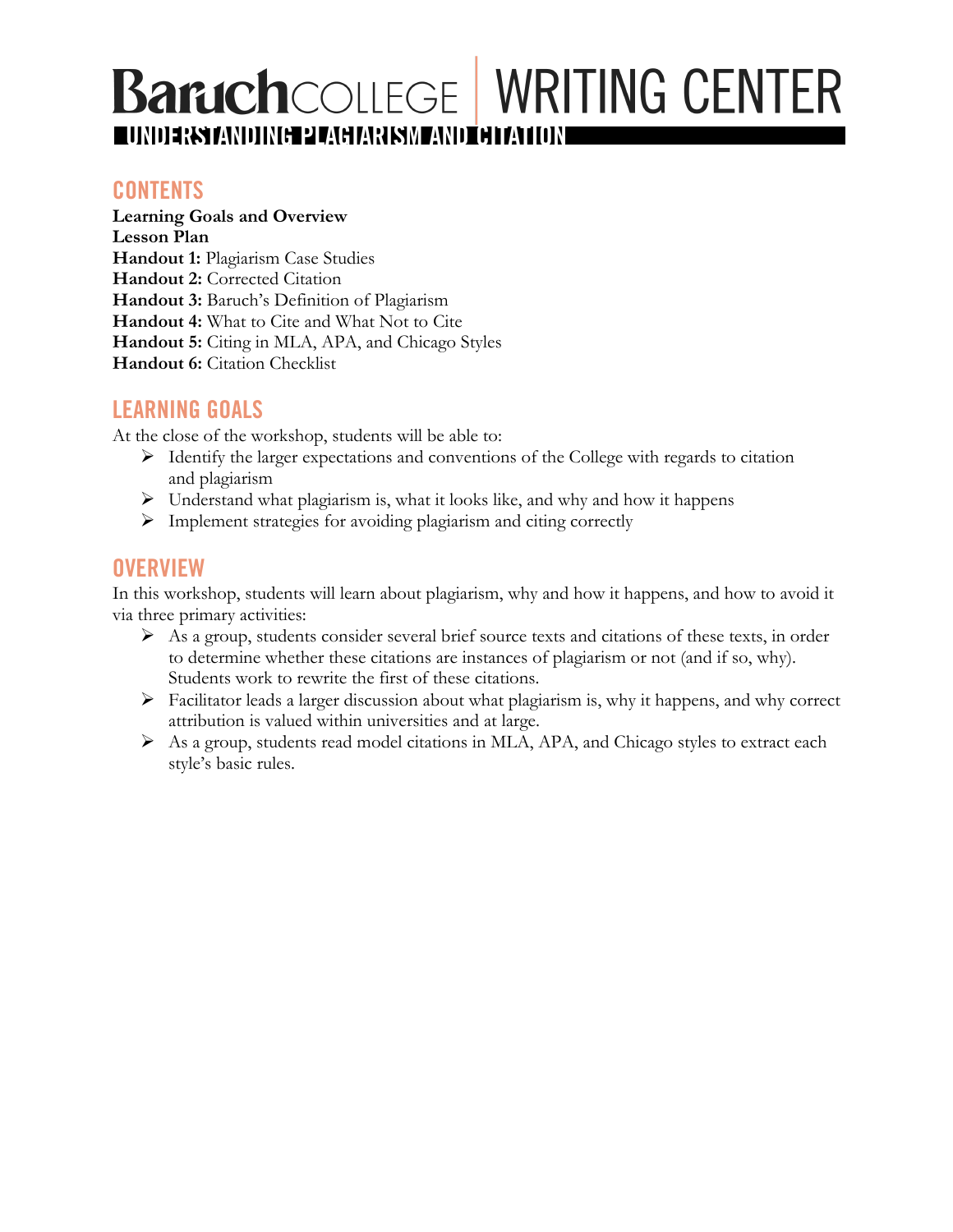# Baruch COLLEGE | WRITING CENTER

## UNDERSTANDING PLAGIARISM AND CITATION

## CONTENTS

**Learning Goals and Overview**
**Lesson Plan**
**Handout 1:** Plagiarism Case Studies
**Handout 2:** Corrected Citation
**Handout 3:** Baruch's Definition of Plagiarism
**Handout 4:** What to Cite and What Not to Cite
**Handout 5:** Citing in MLA, APA, and Chicago Styles
**Handout 6:** Citation Checklist

## LEARNING GOALS

At the close of the workshop, students will be able to:

- Identify the larger expectations and conventions of the College with regards to citation and plagiarism
- Understand what plagiarism is, what it looks like, and why and how it happens
- Implement strategies for avoiding plagiarism and citing correctly

## OVERVIEW

In this workshop, students will learn about plagiarism, why and how it happens, and how to avoid it via three primary activities:

- As a group, students consider several brief source texts and citations of these texts, in order to determine whether these citations are instances of plagiarism or not (and if so, why). Students work to rewrite the first of these citations.
- Facilitator leads a larger discussion about what plagiarism is, why it happens, and why correct attribution is valued within universities and at large.
- As a group, students read model citations in MLA, APA, and Chicago styles to extract each style's basic rules.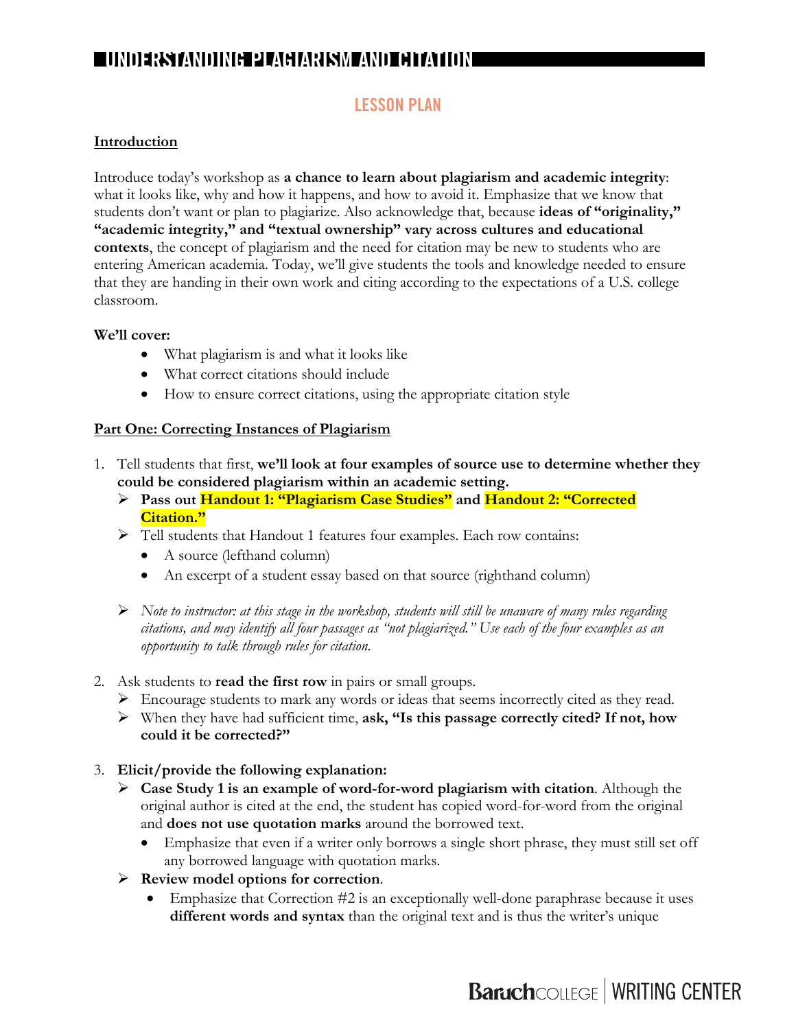# UNDERSTANDING PLAGIARISM AND CITATION

## LESSON PLAN

### Introduction

Introduce today's workshop as **a chance to learn about plagiarism and academic integrity**: what it looks like, why and how it happens, and how to avoid it. Emphasize that we know that students don't want or plan to plagiarize. Also acknowledge that, because **ideas of "originality," "academic integrity," and "textual ownership" vary across cultures and educational contexts**, the concept of plagiarism and the need for citation may be new to students who are entering American academia. Today, we'll give students the tools and knowledge needed to ensure that they are handing in their own work and citing according to the expectations of a U.S. college classroom.

**We'll cover:**

- What plagiarism is and what it looks like
- What correct citations should include
- How to ensure correct citations, using the appropriate citation style

### Part One: Correcting Instances of Plagiarism

1. Tell students that first, **we'll look at four examples of source use to determine whether they could be considered plagiarism within an academic setting.**
   - **Pass out Handout 1: "Plagiarism Case Studies" and Handout 2: "Corrected Citation."**
   - Tell students that Handout 1 features four examples. Each row contains:
     - A source (lefthand column)
     - An excerpt of a student essay based on that source (righthand column)
   - *Note to instructor: at this stage in the workshop, students will still be unaware of many rules regarding citations, and may identify all four passages as "not plagiarized." Use each of the four examples as an opportunity to talk through rules for citation.*

2. Ask students to **read the first row** in pairs or small groups.
   - Encourage students to mark any words or ideas that seems incorrectly cited as they read.
   - When they have had sufficient time, **ask, "Is this passage correctly cited? If not, how could it be corrected?"**

3. **Elicit/provide the following explanation:**
   - **Case Study 1 is an example of word-for-word plagiarism with citation**. Although the original author is cited at the end, the student has copied word-for-word from the original and **does not use quotation marks** around the borrowed text.
     - Emphasize that even if a writer only borrows a single short phrase, they must still set off any borrowed language with quotation marks.
   - **Review model options for correction**.
     - Emphasize that Correction #2 is an exceptionally well-done paraphrase because it uses **different words and syntax** than the original text and is thus the writer's unique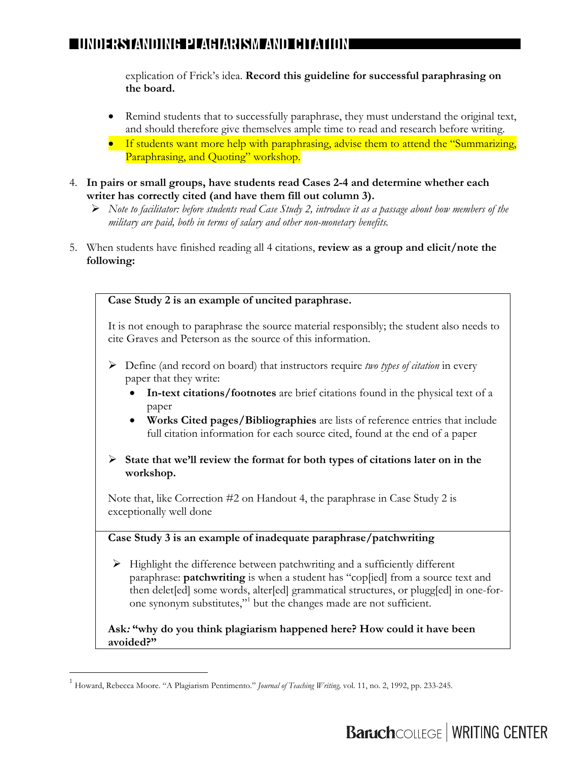explication of Frick's idea. **Record this guideline for successful paraphrasing on the board.**

- Remind students that to successfully paraphrase, they must understand the original text, and should therefore give themselves ample time to read and research before writing.
- If students want more help with paraphrasing, advise them to attend the "Summarizing, Paraphrasing, and Quoting" workshop.

4. **In pairs or small groups, have students read Cases 2-4 and determine whether each writer has correctly cited (and have them fill out column 3).**
   - *Note to facilitator: before students read Case Study 2, introduce it as a passage about how members of the military are paid, both in terms of salary and other non-monetary benefits.*

5. When students have finished reading all 4 citations, **review as a group and elicit/note the following:**

**Case Study 2 is an example of uncited paraphrase.**

It is not enough to paraphrase the source material responsibly; the student also needs to cite Graves and Peterson as the source of this information.

- Define (and record on board) that instructors require *two types of citation* in every paper that they write:
  - **In-text citations/footnotes** are brief citations found in the physical text of a paper
  - **Works Cited pages/Bibliographies** are lists of reference entries that include full citation information for each source cited, found at the end of a paper
- **State that we'll review the format for both types of citations later on in the workshop.**

Note that, like Correction #2 on Handout 4, the paraphrase in Case Study 2 is exceptionally well done

**Case Study 3 is an example of inadequate paraphrase/patchwriting**

- Highlight the difference between patchwriting and a sufficiently different paraphrase: **patchwriting** is when a student has "cop[ied] from a source text and then delet[ed] some words, alter[ed] grammatical structures, or plugg[ed] in one-for-one synonym substitutes,"[1] but the changes made are not sufficient.

**Ask*:* "why do you think plagiarism happened here? How could it have been avoided?"**

---

[1] Howard, Rebecca Moore. "A Plagiarism Pentimento." *Journal of Teaching Writing,* vol. 11, no. 2, 1992, pp. 233-245.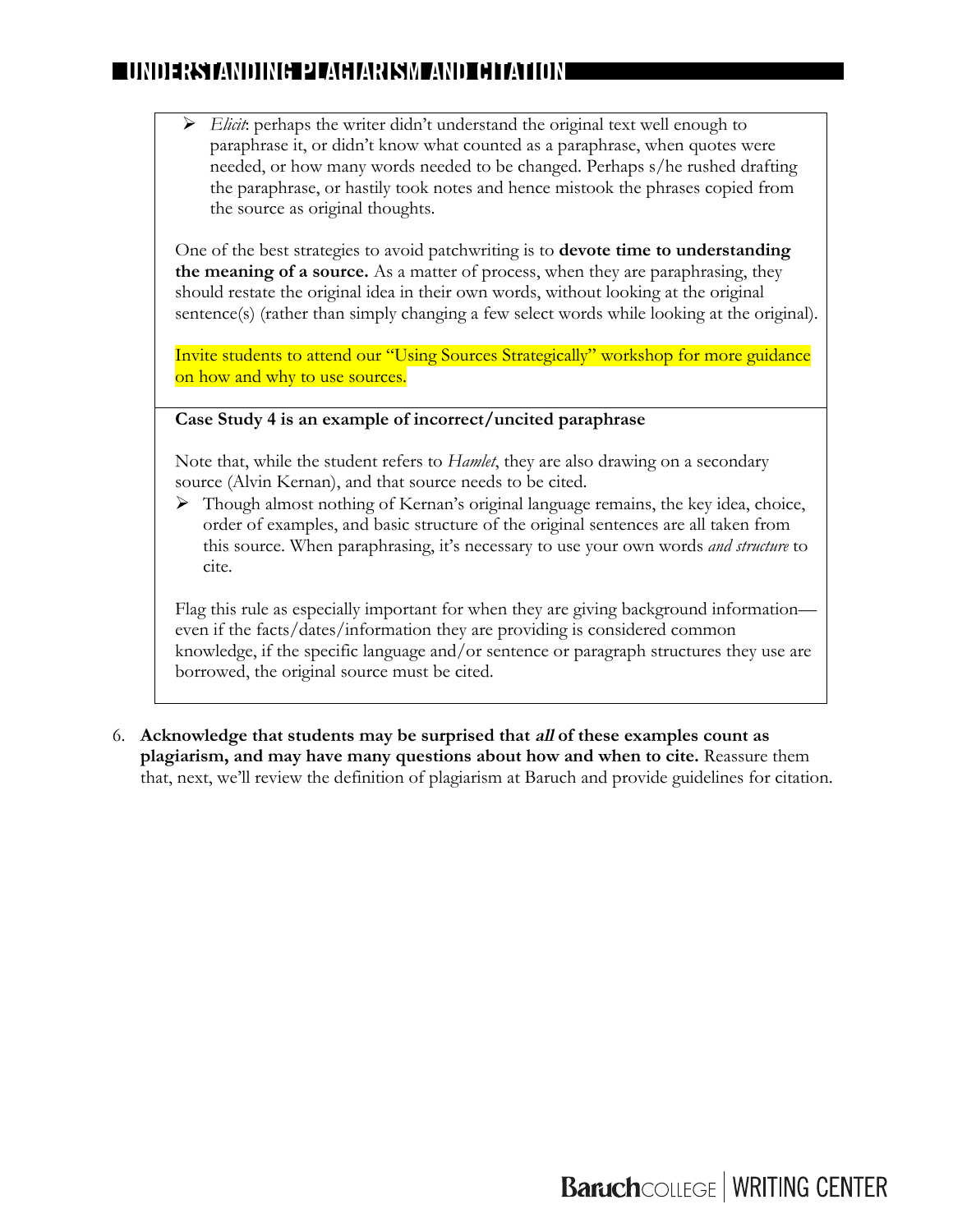- *Elicit*: perhaps the writer didn't understand the original text well enough to paraphrase it, or didn't know what counted as a paraphrase, when quotes were needed, or how many words needed to be changed. Perhaps s/he rushed drafting the paraphrase, or hastily took notes and hence mistook the phrases copied from the source as original thoughts.

One of the best strategies to avoid patchwriting is to **devote time to understanding the meaning of a source.** As a matter of process, when they are paraphrasing, they should restate the original idea in their own words, without looking at the original sentence(s) (rather than simply changing a few select words while looking at the original).

Invite students to attend our "Using Sources Strategically" workshop for more guidance on how and why to use sources.

**Case Study 4 is an example of incorrect/uncited paraphrase**

Note that, while the student refers to *Hamlet*, they are also drawing on a secondary source (Alvin Kernan), and that source needs to be cited.

- Though almost nothing of Kernan's original language remains, the key idea, choice, order of examples, and basic structure of the original sentences are all taken from this source. When paraphrasing, it's necessary to use your own words *and structure* to cite.

Flag this rule as especially important for when they are giving background information—even if the facts/dates/information they are providing is considered common knowledge, if the specific language and/or sentence or paragraph structures they use are borrowed, the original source must be cited.

6. **Acknowledge that students may be surprised that *all* of these examples count as plagiarism, and may have many questions about how and when to cite.** Reassure them that, next, we'll review the definition of plagiarism at Baruch and provide guidelines for citation.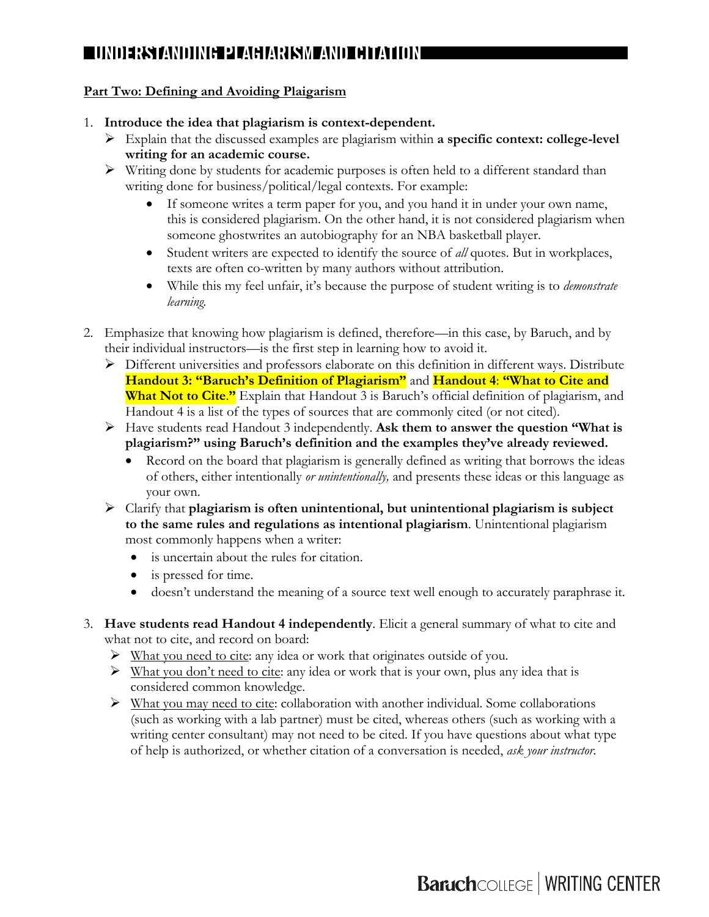## Part Two: Defining and Avoiding Plaigarism

1. **Introduce the idea that plagiarism is context-dependent.**
   - Explain that the discussed examples are plagiarism within **a specific context: college-level writing for an academic course.**
   - Writing done by students for academic purposes is often held to a different standard than writing done for business/political/legal contexts. For example:
     - If someone writes a term paper for you, and you hand it in under your own name, this is considered plagiarism. On the other hand, it is not considered plagiarism when someone ghostwrites an autobiography for an NBA basketball player.
     - Student writers are expected to identify the source of *all* quotes. But in workplaces, texts are often co-written by many authors without attribution.
     - While this my feel unfair, it's because the purpose of student writing is to *demonstrate learning.*

2. Emphasize that knowing how plagiarism is defined, therefore—in this case, by Baruch, and by their individual instructors—is the first step in learning how to avoid it.
   - Different universities and professors elaborate on this definition in different ways. Distribute **Handout 3: "Baruch's Definition of Plagiarism"** and **Handout 4**: **"What to Cite and What Not to Cite."** Explain that Handout 3 is Baruch's official definition of plagiarism, and Handout 4 is a list of the types of sources that are commonly cited (or not cited).
   - Have students read Handout 3 independently. **Ask them to answer the question "What is plagiarism?" using Baruch's definition and the examples they've already reviewed.**
     - Record on the board that plagiarism is generally defined as writing that borrows the ideas of others, either intentionally *or unintentionally,* and presents these ideas or this language as your own.
   - Clarify that **plagiarism is often unintentional, but unintentional plagiarism is subject to the same rules and regulations as intentional plagiarism**. Unintentional plagiarism most commonly happens when a writer:
     - is uncertain about the rules for citation.
     - is pressed for time.
     - doesn't understand the meaning of a source text well enough to accurately paraphrase it.

3. **Have students read Handout 4 independently**. Elicit a general summary of what to cite and what not to cite, and record on board:
   - What you need to cite: any idea or work that originates outside of you.
   - What you don't need to cite: any idea or work that is your own, plus any idea that is considered common knowledge.
   - What you may need to cite: collaboration with another individual. Some collaborations (such as working with a lab partner) must be cited, whereas others (such as working with a writing center consultant) may not need to be cited. If you have questions about what type of help is authorized, or whether citation of a conversation is needed, *ask your instructor*.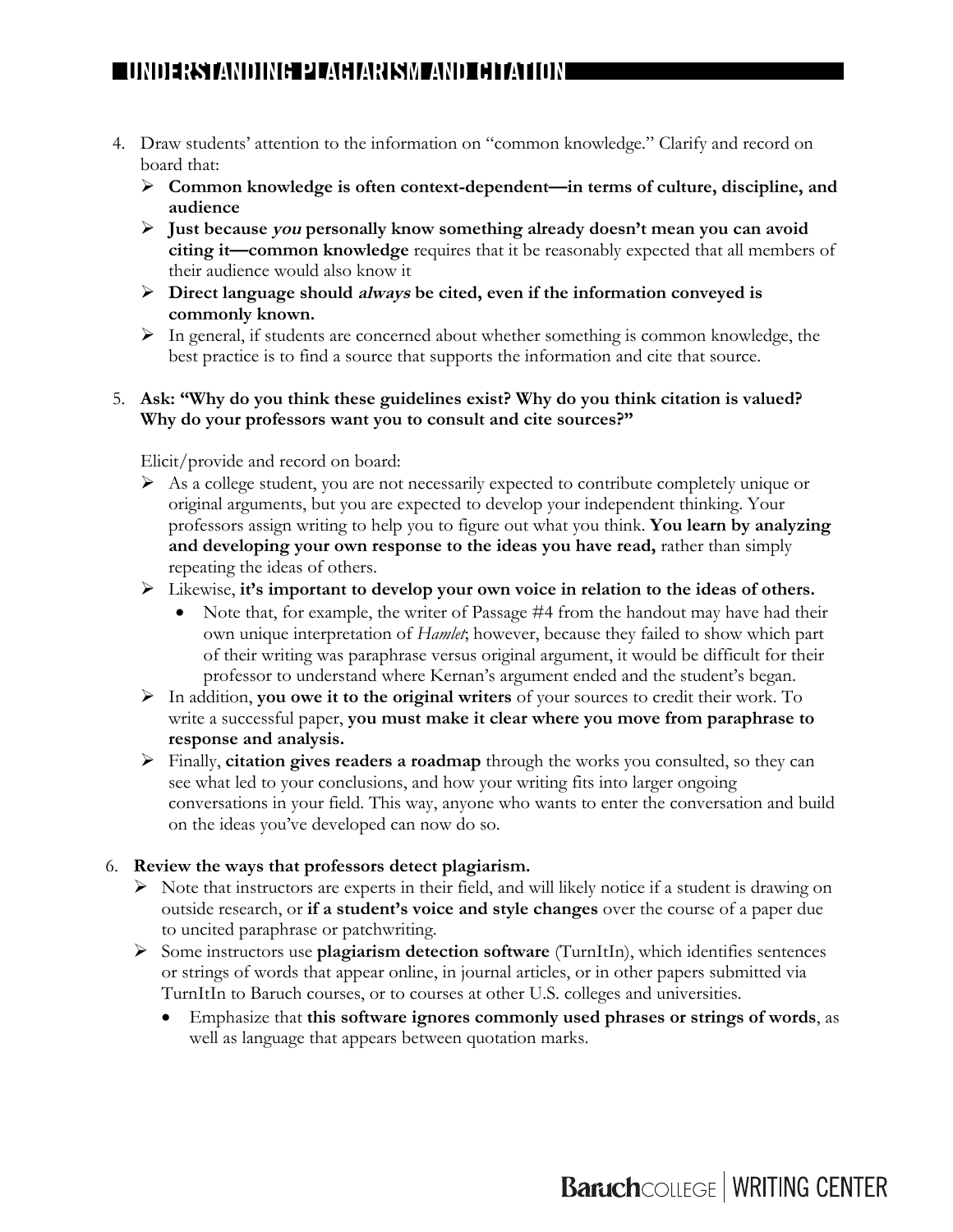4. Draw students' attention to the information on "common knowledge." Clarify and record on board that:
   - **Common knowledge is often context-dependent—in terms of culture, discipline, and audience**
   - **Just because *you* personally know something already doesn't mean you can avoid citing it—common knowledge** requires that it be reasonably expected that all members of their audience would also know it
   - **Direct language should *always* be cited, even if the information conveyed is commonly known.**
   - In general, if students are concerned about whether something is common knowledge, the best practice is to find a source that supports the information and cite that source.

5. **Ask: "Why do you think these guidelines exist? Why do you think citation is valued? Why do your professors want you to consult and cite sources?"**

   Elicit/provide and record on board:
   - As a college student, you are not necessarily expected to contribute completely unique or original arguments, but you are expected to develop your independent thinking. Your professors assign writing to help you to figure out what you think. **You learn by analyzing and developing your own response to the ideas you have read,** rather than simply repeating the ideas of others.
   - Likewise, **it's important to develop your own voice in relation to the ideas of others.**
     - Note that, for example, the writer of Passage #4 from the handout may have had their own unique interpretation of *Hamlet*; however, because they failed to show which part of their writing was paraphrase versus original argument, it would be difficult for their professor to understand where Kernan's argument ended and the student's began.
   - In addition, **you owe it to the original writers** of your sources to credit their work. To write a successful paper, **you must make it clear where you move from paraphrase to response and analysis.**
   - Finally, **citation gives readers a roadmap** through the works you consulted, so they can see what led to your conclusions, and how your writing fits into larger ongoing conversations in your field. This way, anyone who wants to enter the conversation and build on the ideas you've developed can now do so.

6. **Review the ways that professors detect plagiarism.**
   - Note that instructors are experts in their field, and will likely notice if a student is drawing on outside research, or **if a student's voice and style changes** over the course of a paper due to uncited paraphrase or patchwriting.
   - Some instructors use **plagiarism detection software** (TurnItIn), which identifies sentences or strings of words that appear online, in journal articles, or in other papers submitted via TurnItIn to Baruch courses, or to courses at other U.S. colleges and universities.
     - Emphasize that **this software ignores commonly used phrases or strings of words**, as well as language that appears between quotation marks.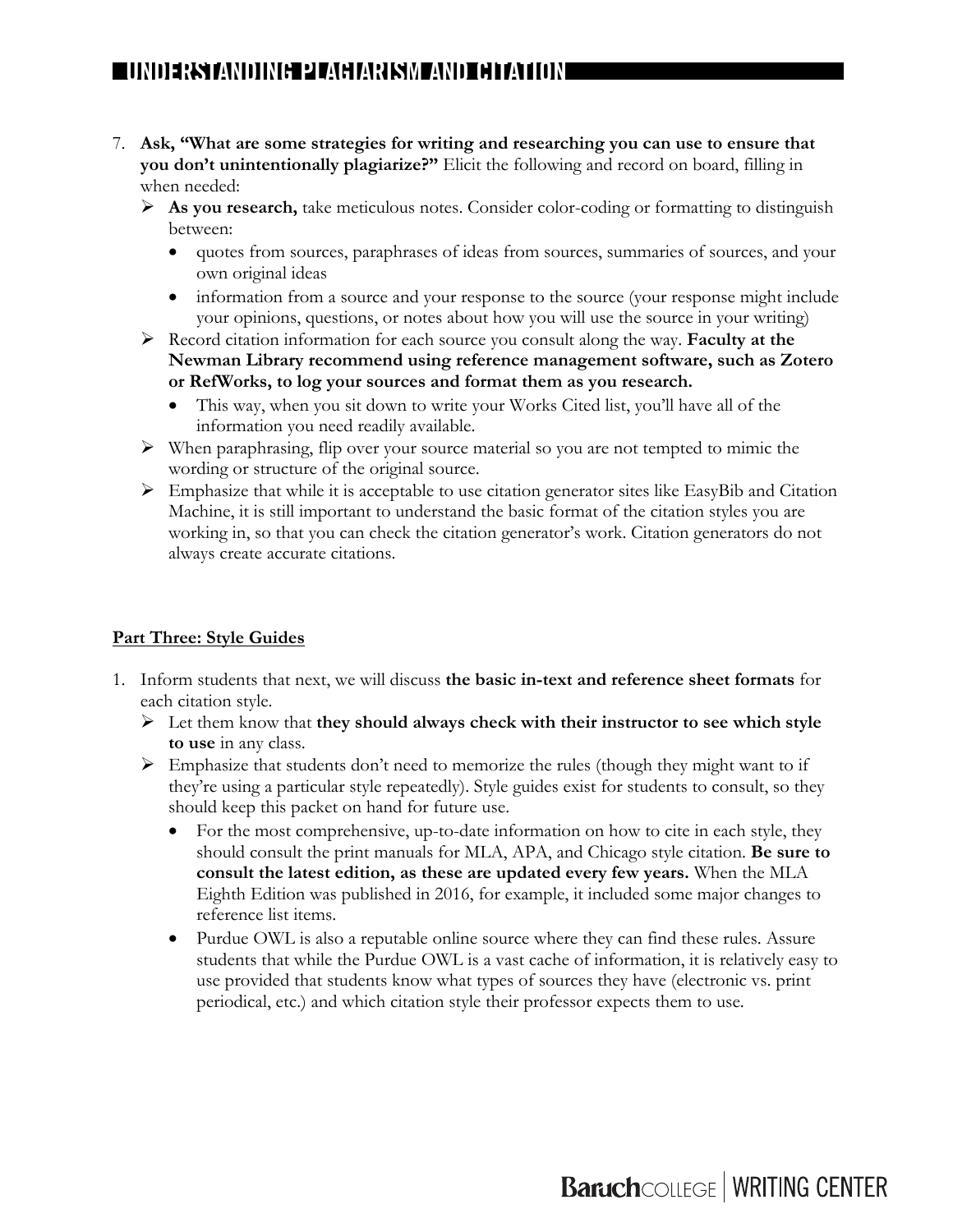7. **Ask, "What are some strategies for writing and researching you can use to ensure that you don't unintentionally plagiarize?"** Elicit the following and record on board, filling in when needed:
   - **As you research,** take meticulous notes. Consider color-coding or formatting to distinguish between:
     - quotes from sources, paraphrases of ideas from sources, summaries of sources, and your own original ideas
     - information from a source and your response to the source (your response might include your opinions, questions, or notes about how you will use the source in your writing)
   - Record citation information for each source you consult along the way. **Faculty at the Newman Library recommend using reference management software, such as Zotero or RefWorks, to log your sources and format them as you research.**
     - This way, when you sit down to write your Works Cited list, you'll have all of the information you need readily available.
   - When paraphrasing, flip over your source material so you are not tempted to mimic the wording or structure of the original source.
   - Emphasize that while it is acceptable to use citation generator sites like EasyBib and Citation Machine, it is still important to understand the basic format of the citation styles you are working in, so that you can check the citation generator's work. Citation generators do not always create accurate citations.

**Part Three: Style Guides**

1. Inform students that next, we will discuss **the basic in-text and reference sheet formats** for each citation style.
   - Let them know that **they should always check with their instructor to see which style to use** in any class.
   - Emphasize that students don't need to memorize the rules (though they might want to if they're using a particular style repeatedly). Style guides exist for students to consult, so they should keep this packet on hand for future use.
     - For the most comprehensive, up-to-date information on how to cite in each style, they should consult the print manuals for MLA, APA, and Chicago style citation. **Be sure to consult the latest edition, as these are updated every few years.** When the MLA Eighth Edition was published in 2016, for example, it included some major changes to reference list items.
     - Purdue OWL is also a reputable online source where they can find these rules. Assure students that while the Purdue OWL is a vast cache of information, it is relatively easy to use provided that students know what types of sources they have (electronic vs. print periodical, etc.) and which citation style their professor expects them to use.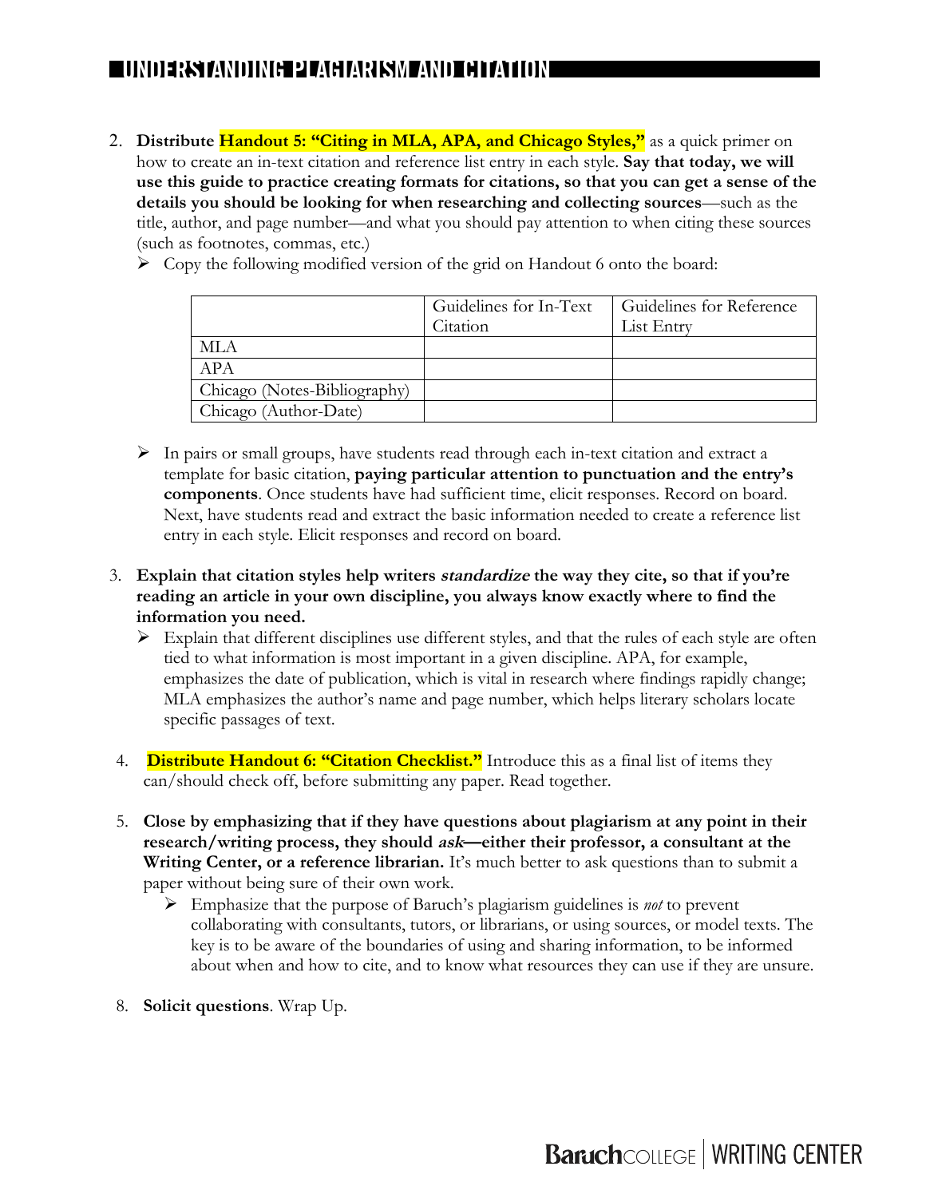2. **Distribute Handout 5: "Citing in MLA, APA, and Chicago Styles,"** as a quick primer on how to create an in-text citation and reference list entry in each style. **Say that today, we will use this guide to practice creating formats for citations, so that you can get a sense of the details you should be looking for when researching and collecting sources**—such as the title, author, and page number—and what you should pay attention to when citing these sources (such as footnotes, commas, etc.)
   - Copy the following modified version of the grid on Handout 6 onto the board:

| | Guidelines for In-Text Citation | Guidelines for Reference List Entry |
|---|---|---|
| MLA | | |
| APA | | |
| Chicago (Notes-Bibliography) | | |
| Chicago (Author-Date) | | |

   - In pairs or small groups, have students read through each in-text citation and extract a template for basic citation, **paying particular attention to punctuation and the entry's components**. Once students have had sufficient time, elicit responses. Record on board. Next, have students read and extract the basic information needed to create a reference list entry in each style. Elicit responses and record on board.

3. **Explain that citation styles help writers *standardize* the way they cite, so that if you're reading an article in your own discipline, you always know exactly where to find the information you need.**
   - Explain that different disciplines use different styles, and that the rules of each style are often tied to what information is most important in a given discipline. APA, for example, emphasizes the date of publication, which is vital in research where findings rapidly change; MLA emphasizes the author's name and page number, which helps literary scholars locate specific passages of text.

4. **Distribute Handout 6: "Citation Checklist."** Introduce this as a final list of items they can/should check off, before submitting any paper. Read together.

5. **Close by emphasizing that if they have questions about plagiarism at any point in their research/writing process, they should *ask*—either their professor, a consultant at the Writing Center, or a reference librarian.** It's much better to ask questions than to submit a paper without being sure of their own work.
   - Emphasize that the purpose of Baruch's plagiarism guidelines is *not* to prevent collaborating with consultants, tutors, or librarians, or using sources, or model texts. The key is to be aware of the boundaries of using and sharing information, to be informed about when and how to cite, and to know what resources they can use if they are unsure.

8. **Solicit questions**. Wrap Up.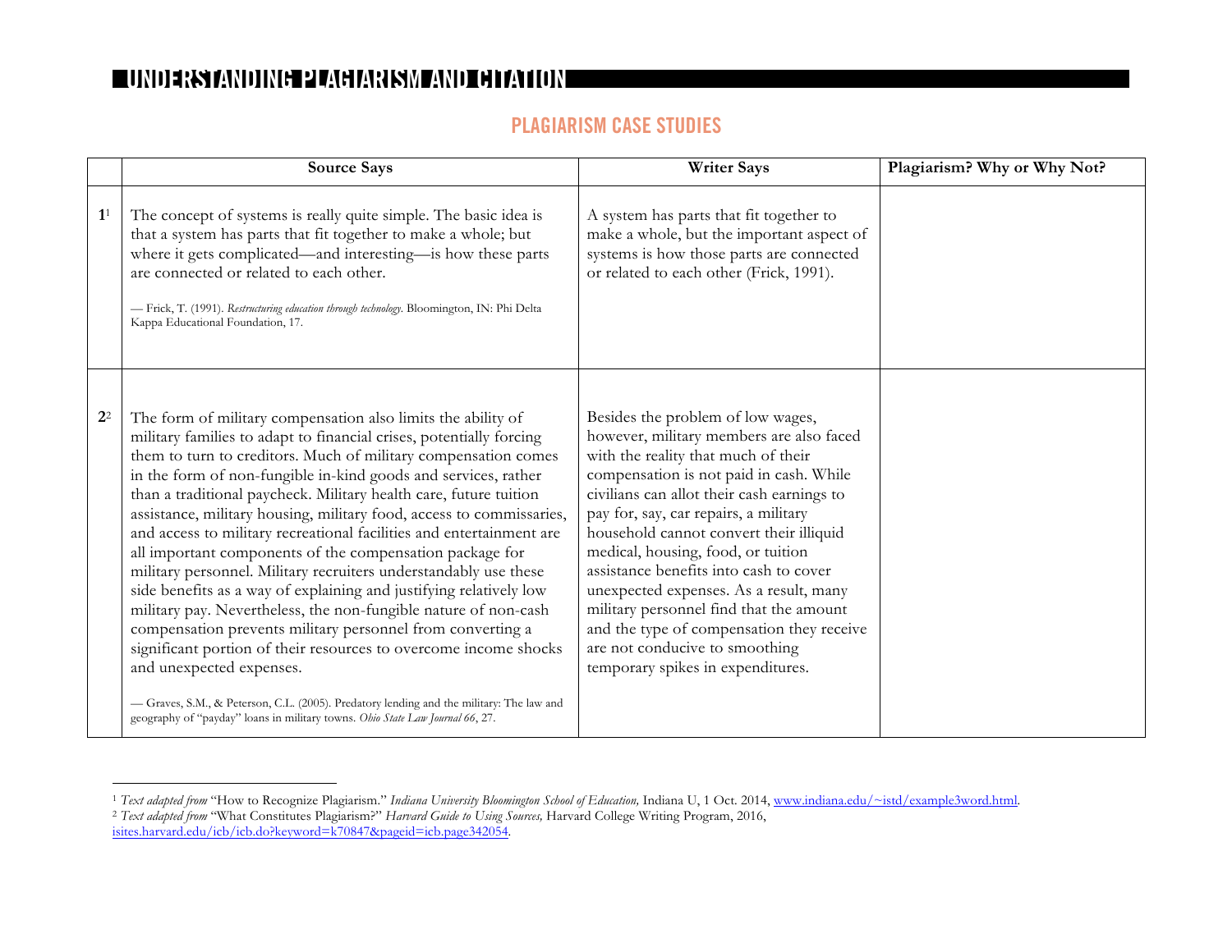# UNDERSTANDING PLAGIARISM AND CITATION

## PLAGIARISM CASE STUDIES

| | Source Says | Writer Says | Plagiarism? Why or Why Not? |
|---|---|---|---|
| **1**[1] | The concept of systems is really quite simple. The basic idea is that a system has parts that fit together to make a whole; but where it gets complicated—and interesting—is how these parts are connected or related to each other.<br><br>— Frick, T. (1991). *Restructuring education through technology*. Bloomington, IN: Phi Delta Kappa Educational Foundation, 17. | A system has parts that fit together to make a whole, but the important aspect of systems is how those parts are connected or related to each other (Frick, 1991). | |
| **2**[2] | The form of military compensation also limits the ability of military families to adapt to financial crises, potentially forcing them to turn to creditors. Much of military compensation comes in the form of non-fungible in-kind goods and services, rather than a traditional paycheck. Military health care, future tuition assistance, military housing, military food, access to commissaries, and access to military recreational facilities and entertainment are all important components of the compensation package for military personnel. Military recruiters understandably use these side benefits as a way of explaining and justifying relatively low military pay. Nevertheless, the non-fungible nature of non-cash compensation prevents military personnel from converting a significant portion of their resources to overcome income shocks and unexpected expenses.<br><br>— Graves, S.M., & Peterson, C.L. (2005). Predatory lending and the military: The law and geography of "payday" loans in military towns. *Ohio State Law Journal 66*, 27. | Besides the problem of low wages, however, military members are also faced with the reality that much of their compensation is not paid in cash. While civilians can allot their cash earnings to pay for, say, car repairs, a military household cannot convert their illiquid medical, housing, food, or tuition assistance benefits into cash to cover unexpected expenses. As a result, many military personnel find that the amount and the type of compensation they receive are not conducive to smoothing temporary spikes in expenditures. | |

[1] *Text adapted from* "How to Recognize Plagiarism." *Indiana University Bloomington School of Education,* Indiana U, 1 Oct. 2014, www.indiana.edu/~istd/example3word.html.

[2] *Text adapted from* "What Constitutes Plagiarism?" *Harvard Guide to Using Sources,* Harvard College Writing Program, 2016, isites.harvard.edu/icb/icb.do?keyword=k70847&pageid=icb.page342054.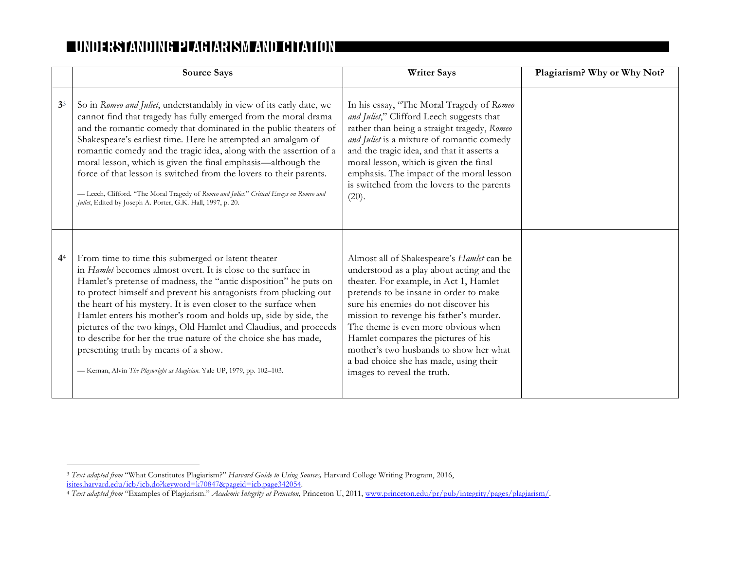# UNDERSTANDING PLAGIARISM AND CITATION

| | Source Says | Writer Says | Plagiarism? Why or Why Not? |
|---|---|---|---|
| **3**[3] | So in *Romeo and Juliet*, understandably in view of its early date, we cannot find that tragedy has fully emerged from the moral drama and the romantic comedy that dominated in the public theaters of Shakespeare's earliest time. Here he attempted an amalgam of romantic comedy and the tragic idea, along with the assertion of a moral lesson, which is given the final emphasis—although the force of that lesson is switched from the lovers to their parents. <br><br> — Leech, Clifford. "The Moral Tragedy of *Romeo and Juliet*." *Critical Essays on Romeo and Juliet*, Edited by Joseph A. Porter, G.K. Hall, 1997, p. 20. | In his essay, "The Moral Tragedy of *Romeo and Juliet*," Clifford Leech suggests that rather than being a straight tragedy, *Romeo and Juliet* is a mixture of romantic comedy and the tragic idea, and that it asserts a moral lesson, which is given the final emphasis. The impact of the moral lesson is switched from the lovers to the parents (20). | |
| **4**[4] | From time to time this submerged or latent theater in *Hamlet* becomes almost overt. It is close to the surface in Hamlet's pretense of madness, the "antic disposition" he puts on to protect himself and prevent his antagonists from plucking out the heart of his mystery. It is even closer to the surface when Hamlet enters his mother's room and holds up, side by side, the pictures of the two kings, Old Hamlet and Claudius, and proceeds to describe for her the true nature of the choice she has made, presenting truth by means of a show. <br><br> — Kernan, Alvin *The Playwright as Magician*. Yale UP, 1979, pp. 102–103. | Almost all of Shakespeare's *Hamlet* can be understood as a play about acting and the theater. For example, in Act 1, Hamlet pretends to be insane in order to make sure his enemies do not discover his mission to revenge his father's murder. The theme is even more obvious when Hamlet compares the pictures of his mother's two husbands to show her what a bad choice she has made, using their images to reveal the truth. | |

---

[3] *Text adapted from* "What Constitutes Plagiarism?" *Harvard Guide to Using Sources,* Harvard College Writing Program, 2016, isites.harvard.edu/icb/icb.do?keyword=k70847&pageid=icb.page342054.

[4] *Text adapted from* "Examples of Plagiarism." *Academic Integrity at Princeton,* Princeton U, 2011, www.princeton.edu/pr/pub/integrity/pages/plagiarism/.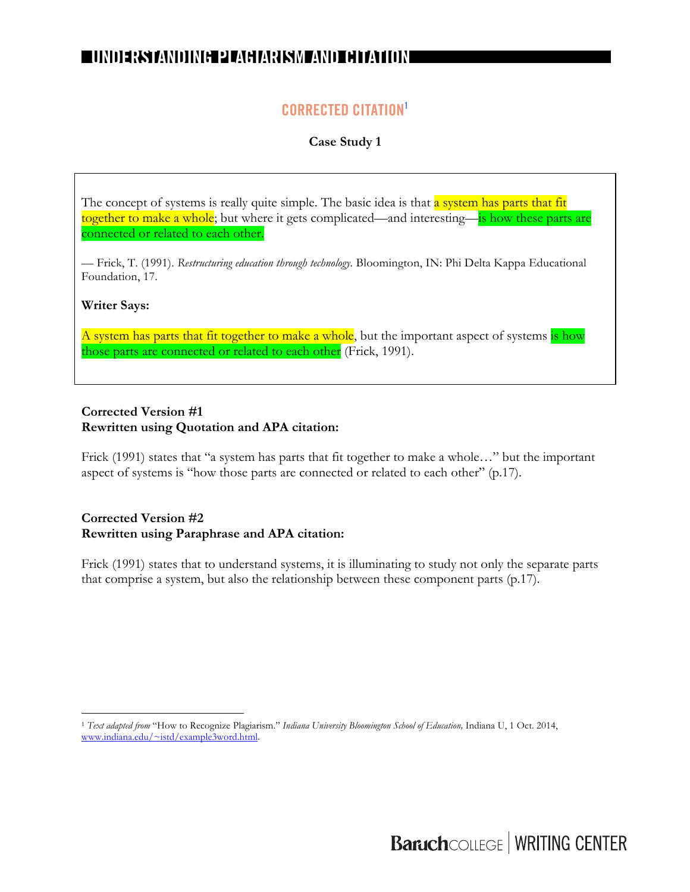## CORRECTED CITATION[1]

**Case Study 1**

The concept of systems is really quite simple. The basic idea is that a system has parts that fit together to make a whole; but where it gets complicated—and interesting—is how these parts are connected or related to each other.

— Frick, T. (1991). *Restructuring education through technology*. Bloomington, IN: Phi Delta Kappa Educational Foundation, 17.

**Writer Says:**

A system has parts that fit together to make a whole, but the important aspect of systems is how those parts are connected or related to each other (Frick, 1991).

**Corrected Version #1**
**Rewritten using Quotation and APA citation:**

Frick (1991) states that "a system has parts that fit together to make a whole…" but the important aspect of systems is "how those parts are connected or related to each other" (p.17).

**Corrected Version #2**
**Rewritten using Paraphrase and APA citation:**

Frick (1991) states that to understand systems, it is illuminating to study not only the separate parts that comprise a system, but also the relationship between these component parts (p.17).

---

[1] *Text adapted from* "How to Recognize Plagiarism." *Indiana University Bloomington School of Education,* Indiana U, 1 Oct. 2014, www.indiana.edu/~istd/example3word.html.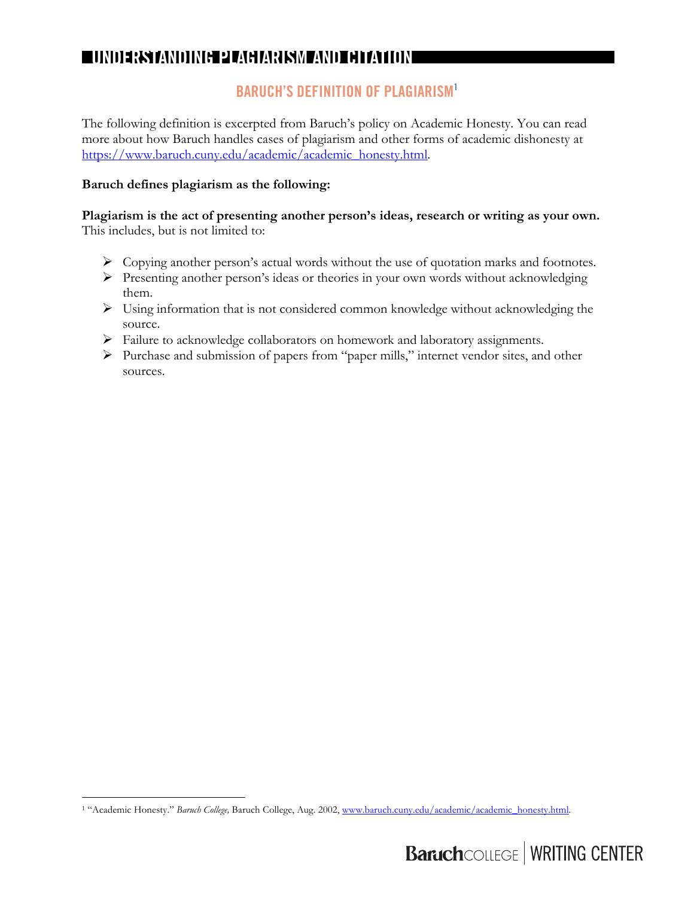# UNDERSTANDING PLAGIARISM AND CITATION

## BARUCH'S DEFINITION OF PLAGIARISM[1]

The following definition is excerpted from Baruch's policy on Academic Honesty. You can read more about how Baruch handles cases of plagiarism and other forms of academic dishonesty at https://www.baruch.cuny.edu/academic/academic_honesty.html.

**Baruch defines plagiarism as the following:**

**Plagiarism is the act of presenting another person's ideas, research or writing as your own.** This includes, but is not limited to:

- Copying another person's actual words without the use of quotation marks and footnotes.
- Presenting another person's ideas or theories in your own words without acknowledging them.
- Using information that is not considered common knowledge without acknowledging the source.
- Failure to acknowledge collaborators on homework and laboratory assignments.
- Purchase and submission of papers from "paper mills," internet vendor sites, and other sources.

[1] "Academic Honesty." *Baruch College,* Baruch College, Aug. 2002, www.baruch.cuny.edu/academic/academic_honesty.html.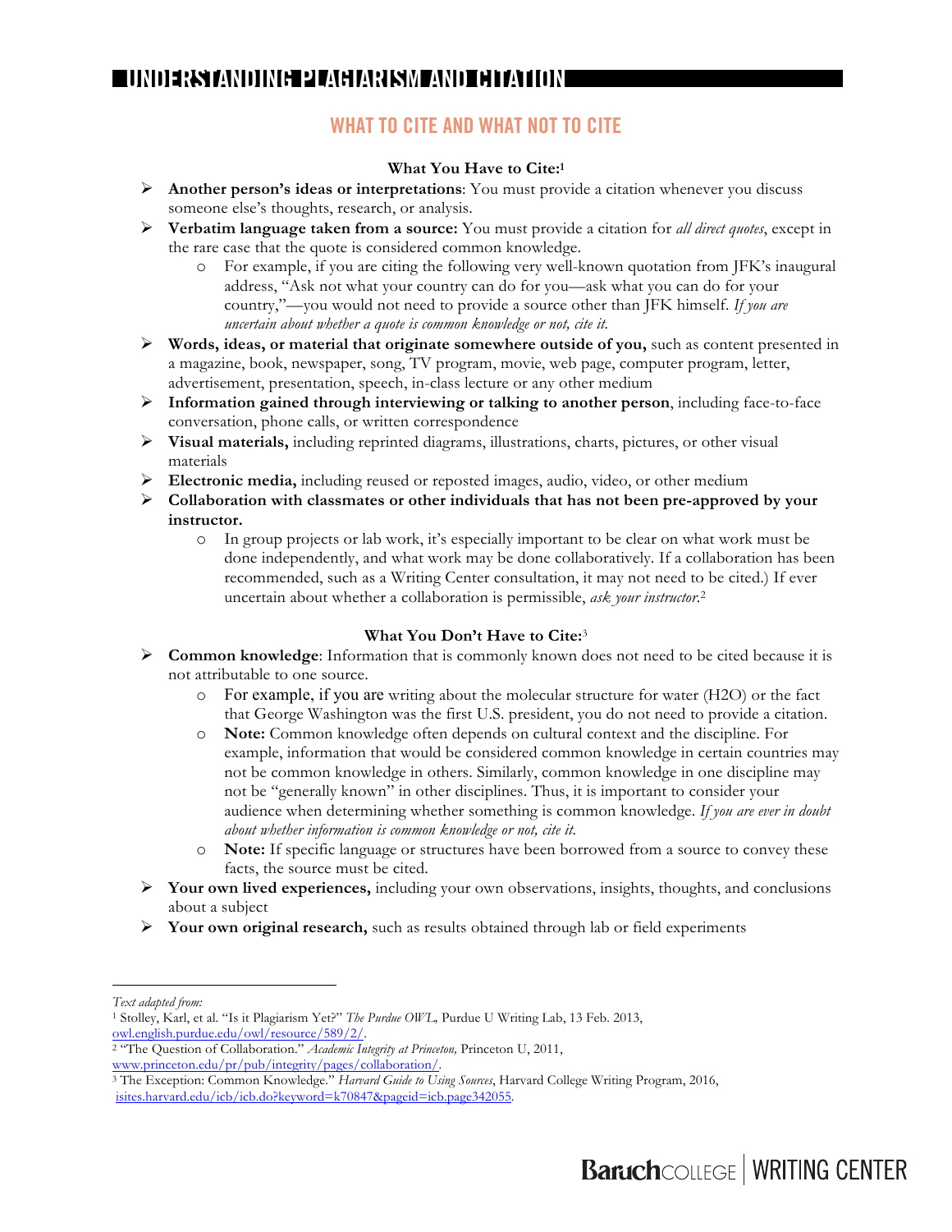## UNDERSTANDING PLAGIARISM AND CITATION

### WHAT TO CITE AND WHAT NOT TO CITE

**What You Have to Cite:**[1]

- **Another person's ideas or interpretations**: You must provide a citation whenever you discuss someone else's thoughts, research, or analysis.
- **Verbatim language taken from a source:** You must provide a citation for *all direct quotes*, except in the rare case that the quote is considered common knowledge.
    - For example, if you are citing the following very well-known quotation from JFK's inaugural address, "Ask not what your country can do for you—ask what you can do for your country,"—you would not need to provide a source other than JFK himself. *If you are uncertain about whether a quote is common knowledge or not, cite it.*
- **Words, ideas, or material that originate somewhere outside of you,** such as content presented in a magazine, book, newspaper, song, TV program, movie, web page, computer program, letter, advertisement, presentation, speech, in-class lecture or any other medium
- **Information gained through interviewing or talking to another person**, including face-to-face conversation, phone calls, or written correspondence
- **Visual materials,** including reprinted diagrams, illustrations, charts, pictures, or other visual materials
- **Electronic media,** including reused or reposted images, audio, video, or other medium
- **Collaboration with classmates or other individuals that has not been pre-approved by your instructor.**
    - In group projects or lab work, it's especially important to be clear on what work must be done independently, and what work may be done collaboratively. If a collaboration has been recommended, such as a Writing Center consultation, it may not need to be cited.) If ever uncertain about whether a collaboration is permissible, *ask your instructor.*[2]

**What You Don't Have to Cite:**[3]

- **Common knowledge**: Information that is commonly known does not need to be cited because it is not attributable to one source.
    - For example, if you are writing about the molecular structure for water (H2O) or the fact that George Washington was the first U.S. president, you do not need to provide a citation.
    - **Note:** Common knowledge often depends on cultural context and the discipline. For example, information that would be considered common knowledge in certain countries may not be common knowledge in others. Similarly, common knowledge in one discipline may not be "generally known" in other disciplines. Thus, it is important to consider your audience when determining whether something is common knowledge. *If you are ever in doubt about whether information is common knowledge or not, cite it.*
    - **Note:** If specific language or structures have been borrowed from a source to convey these facts, the source must be cited.
- **Your own lived experiences,** including your own observations, insights, thoughts, and conclusions about a subject
- **Your own original research,** such as results obtained through lab or field experiments

---

*Text adapted from:*

[1] Stolley, Karl, et al. "Is it Plagiarism Yet?" *The Purdue OWL,* Purdue U Writing Lab, 13 Feb. 2013, owl.english.purdue.edu/owl/resource/589/2/.

[2] "The Question of Collaboration." *Academic Integrity at Princeton,* Princeton U, 2011, www.princeton.edu/pr/pub/integrity/pages/collaboration/.

[3] The Exception: Common Knowledge." *Harvard Guide to Using Sources*, Harvard College Writing Program, 2016, isites.harvard.edu/icb/icb.do?keyword=k70847&pageid=icb.page342055.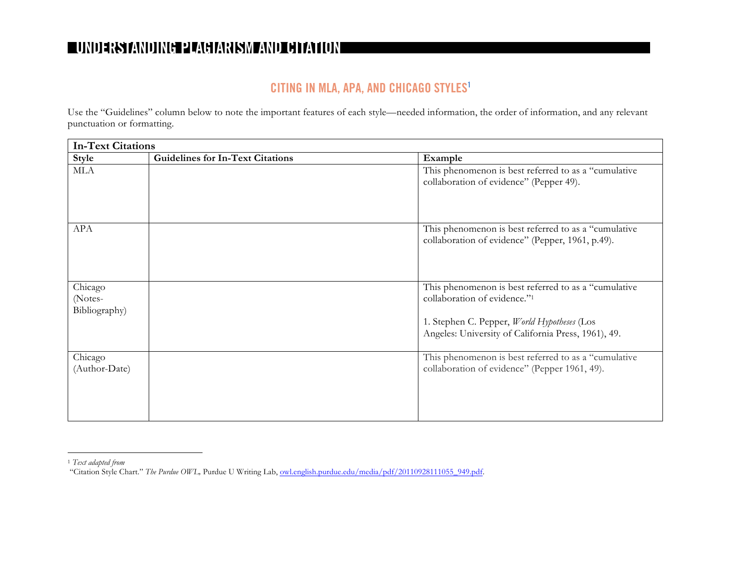## UNDERSTANDING PLAGIARISM AND CITATION

### CITING IN MLA, APA, AND CHICAGO STYLES[1]

Use the "Guidelines" column below to note the important features of each style—needed information, the order of information, and any relevant punctuation or formatting.

| In-Text Citations | | |
|---|---|---|
| **Style** | **Guidelines for In-Text Citations** | **Example** |
| MLA | | This phenomenon is best referred to as a "cumulative collaboration of evidence" (Pepper 49). |
| APA | | This phenomenon is best referred to as a "cumulative collaboration of evidence" (Pepper, 1961, p.49). |
| Chicago (Notes-Bibliography) | | This phenomenon is best referred to as a "cumulative collaboration of evidence."[1]<br><br>1. Stephen C. Pepper, *World Hypotheses* (Los Angeles: University of California Press, 1961), 49. |
| Chicago (Author-Date) | | This phenomenon is best referred to as a "cumulative collaboration of evidence" (Pepper 1961, 49). |

[1] *Text adapted from*
"Citation Style Chart." *The Purdue OWL,* Purdue U Writing Lab, owl.english.purdue.edu/media/pdf/20110928111055_949.pdf.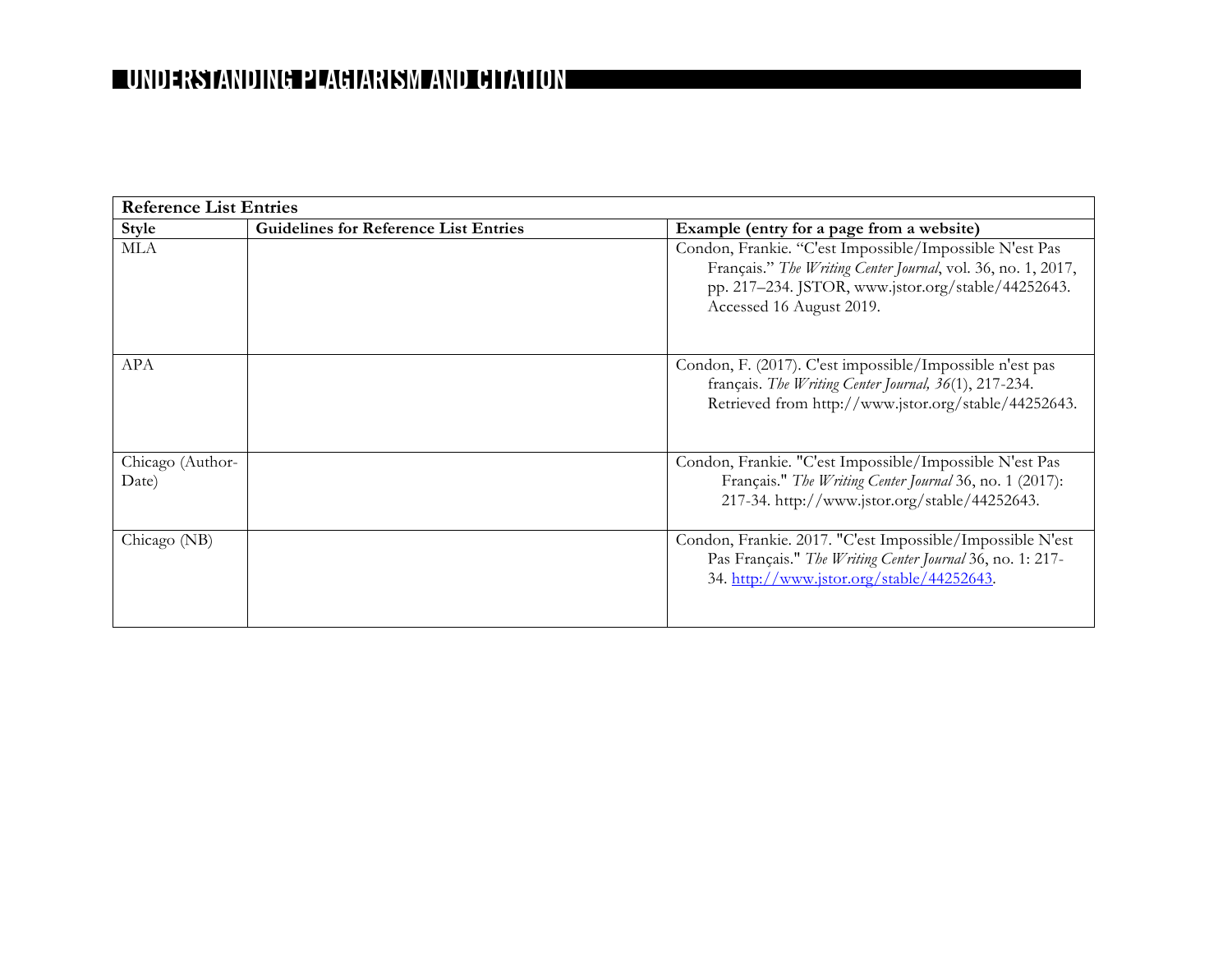| Reference List Entries | | |
|---|---|---|
| **Style** | **Guidelines for Reference List Entries** | **Example (entry for a page from a website)** |
| MLA | | Condon, Frankie. "C'est Impossible/Impossible N'est Pas Français." *The Writing Center Journal*, vol. 36, no. 1, 2017, pp. 217–234. JSTOR, www.jstor.org/stable/44252643. Accessed 16 August 2019. |
| APA | | Condon, F. (2017). C'est impossible/Impossible n'est pas français. *The Writing Center Journal, 36*(1), 217-234. Retrieved from http://www.jstor.org/stable/44252643. |
| Chicago (Author-Date) | | Condon, Frankie. "C'est Impossible/Impossible N'est Pas Français." *The Writing Center Journal* 36, no. 1 (2017): 217-34. http://www.jstor.org/stable/44252643. |
| Chicago (NB) | | Condon, Frankie. 2017. "C'est Impossible/Impossible N'est Pas Français." *The Writing Center Journal* 36, no. 1: 217-34. http://www.jstor.org/stable/44252643. |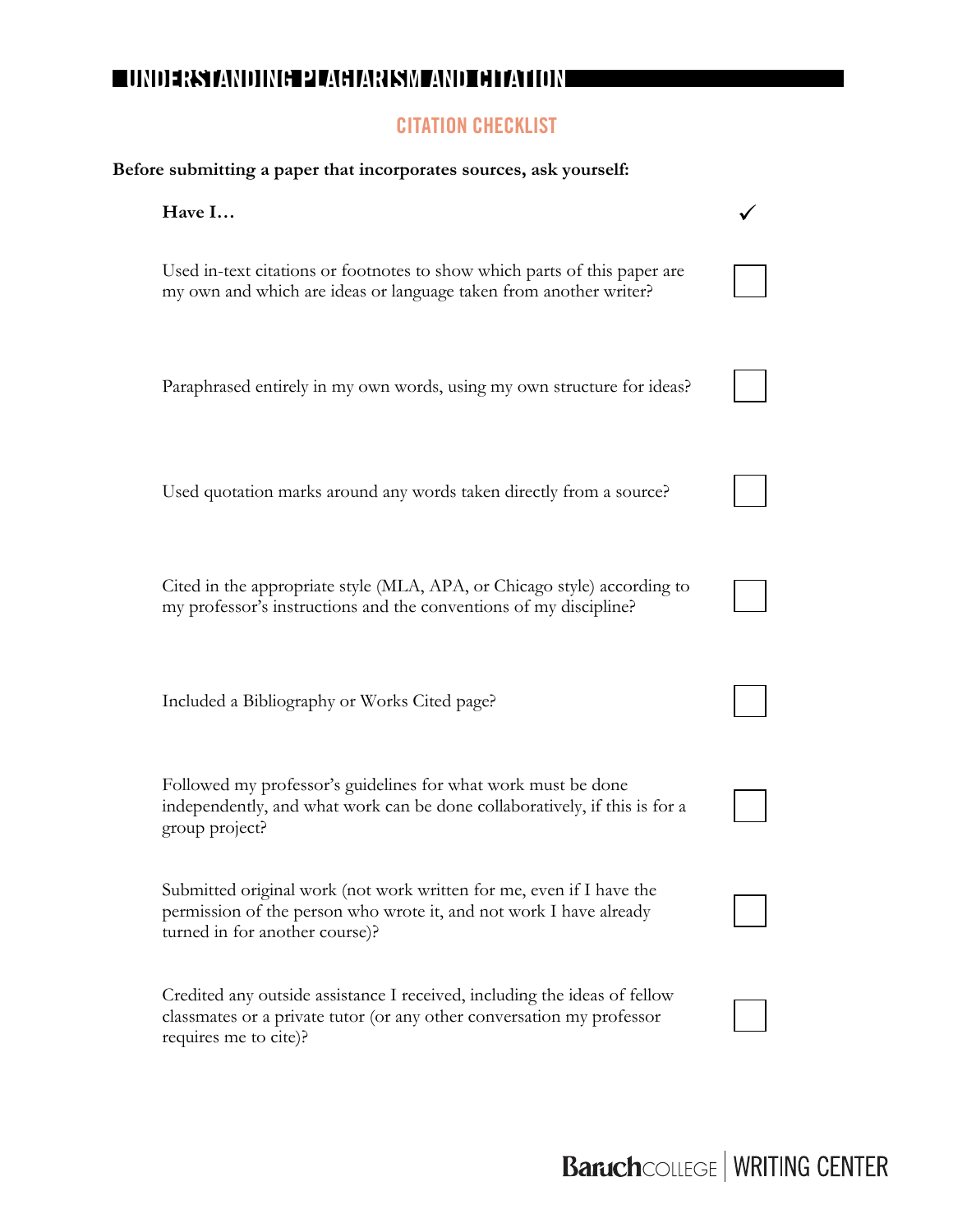## UNDERSTANDING PLAGIARISM AND CITATION

### CITATION CHECKLIST

**Before submitting a paper that incorporates sources, ask yourself:**

| **Have I…** | ✓ |
|---|---|
| Used in-text citations or footnotes to show which parts of this paper are my own and which are ideas or language taken from another writer? | ☐ |
| Paraphrased entirely in my own words, using my own structure for ideas? | ☐ |
| Used quotation marks around any words taken directly from a source? | ☐ |
| Cited in the appropriate style (MLA, APA, or Chicago style) according to my professor's instructions and the conventions of my discipline? | ☐ |
| Included a Bibliography or Works Cited page? | ☐ |
| Followed my professor's guidelines for what work must be done independently, and what work can be done collaboratively, if this is for a group project? | ☐ |
| Submitted original work (not work written for me, even if I have the permission of the person who wrote it, and not work I have already turned in for another course)? | ☐ |
| Credited any outside assistance I received, including the ideas of fellow classmates or a private tutor (or any other conversation my professor requires me to cite)? | ☐ |

Baruch COLLEGE | WRITING CENTER